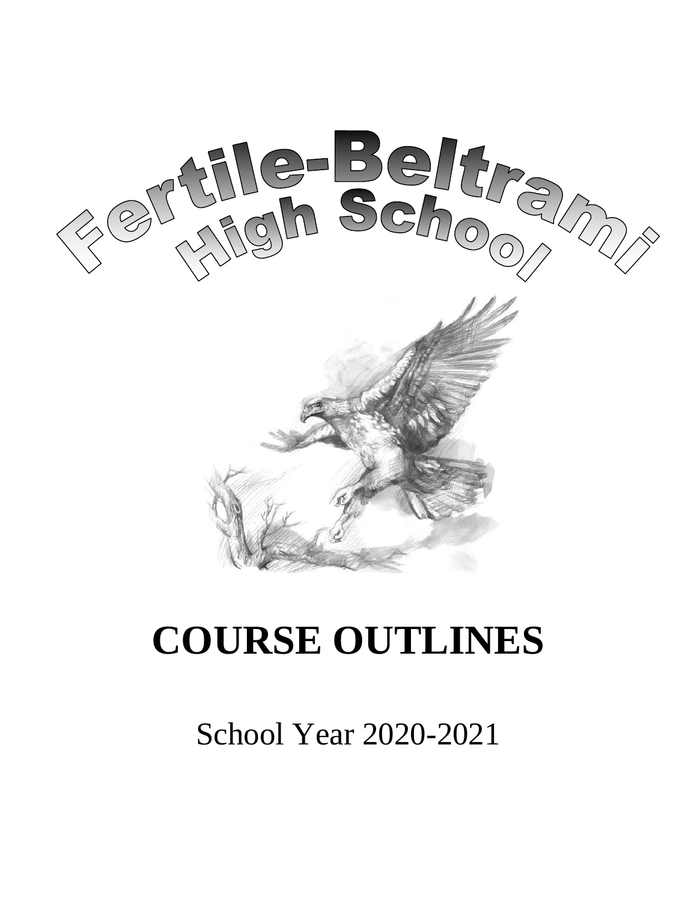# Fertile-Beltrami High School

# COURSE OUTLINES

School Year 2020-2021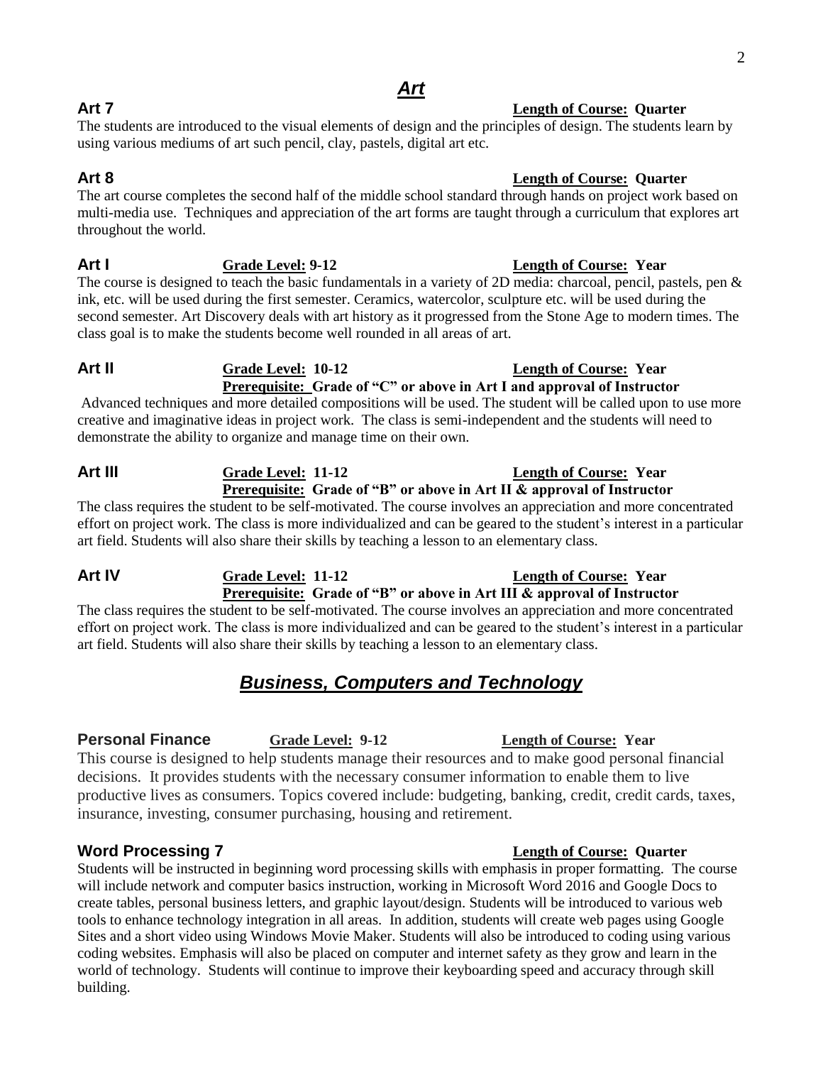## *Art*

### Art 7

**Length of Course: Quarter**

The students are introduced to the visual elements of design and the principles of design. The students learn by using various mediums of art such pencil, clay, pastels, digital art etc.

### Art 8

**Length of Course: Quarter**

The art course completes the second half of the middle school standard through hands on project work based on multi-media use. Techniques and appreciation of the art forms are taught through a curriculum that explores art throughout the world.

### Art I

**Grade Level: 9-12** **Length of Course: Year**

The course is designed to teach the basic fundamentals in a variety of 2D media: charcoal, pencil, pastels, pen & ink, etc. will be used during the first semester. Ceramics, watercolor, sculpture etc. will be used during the second semester. Art Discovery deals with art history as it progressed from the Stone Age to modern times. The class goal is to make the students become well rounded in all areas of art.

### Art II

**Grade Level: 10-12** **Length of Course: Year**

**Prerequisite: Grade of "C" or above in Art I and approval of Instructor**

Advanced techniques and more detailed compositions will be used. The student will be called upon to use more creative and imaginative ideas in project work. The class is semi-independent and the students will need to demonstrate the ability to organize and manage time on their own.

### Art III

**Grade Level: 11-12** **Length of Course: Year**

**Prerequisite: Grade of "B" or above in Art II & approval of Instructor**

The class requires the student to be self-motivated. The course involves an appreciation and more concentrated effort on project work. The class is more individualized and can be geared to the student's interest in a particular art field. Students will also share their skills by teaching a lesson to an elementary class.

### Art IV

**Grade Level: 11-12** **Length of Course: Year**

**Prerequisite: Grade of "B" or above in Art III & approval of Instructor**

The class requires the student to be self-motivated. The course involves an appreciation and more concentrated effort on project work. The class is more individualized and can be geared to the student's interest in a particular art field. Students will also share their skills by teaching a lesson to an elementary class.

## *Business, Computers and Technology*

### Personal Finance

**Grade Level: 9-12** **Length of Course: Year**

This course is designed to help students manage their resources and to make good personal financial decisions. It provides students with the necessary consumer information to enable them to live productive lives as consumers. Topics covered include: budgeting, banking, credit, credit cards, taxes, insurance, investing, consumer purchasing, housing and retirement.

### Word Processing 7

**Length of Course: Quarter**

Students will be instructed in beginning word processing skills with emphasis in proper formatting. The course will include network and computer basics instruction, working in Microsoft Word 2016 and Google Docs to create tables, personal business letters, and graphic layout/design. Students will be introduced to various web tools to enhance technology integration in all areas. In addition, students will create web pages using Google Sites and a short video using Windows Movie Maker. Students will also be introduced to coding using various coding websites. Emphasis will also be placed on computer and internet safety as they grow and learn in the world of technology. Students will continue to improve their keyboarding speed and accuracy through skill building.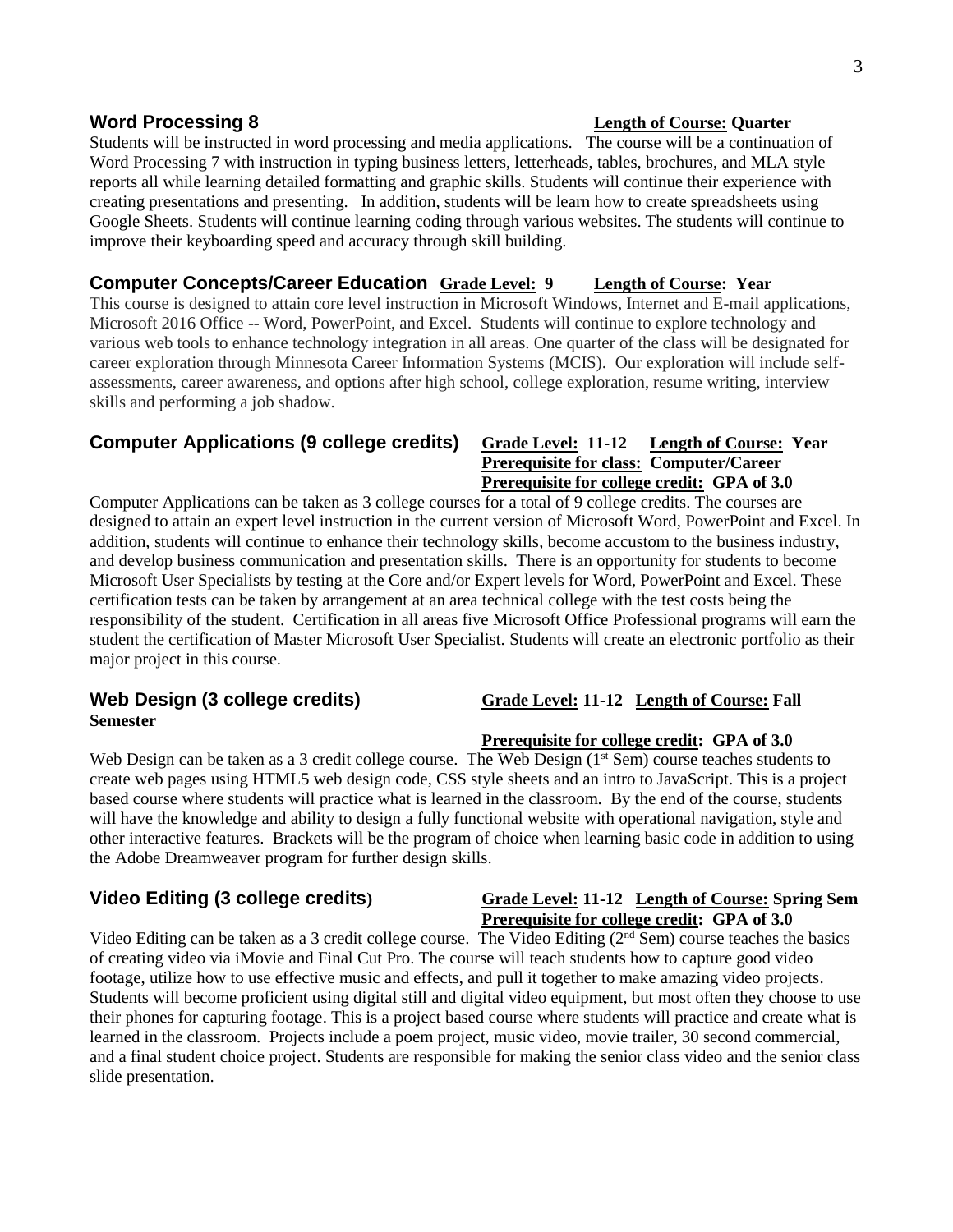### Word Processing 8

**Length of Course:** **Quarter**

Students will be instructed in word processing and media applications. The course will be a continuation of Word Processing 7 with instruction in typing business letters, letterheads, tables, brochures, and MLA style reports all while learning detailed formatting and graphic skills. Students will continue their experience with creating presentations and presenting. In addition, students will be learn how to create spreadsheets using Google Sheets. Students will continue learning coding through various websites. The students will continue to improve their keyboarding speed and accuracy through skill building.

### Computer Concepts/Career Education

**Grade Level:** **9** **Length of Course:** **Year**

This course is designed to attain core level instruction in Microsoft Windows, Internet and E-mail applications, Microsoft 2016 Office -- Word, PowerPoint, and Excel. Students will continue to explore technology and various web tools to enhance technology integration in all areas. One quarter of the class will be designated for career exploration through Minnesota Career Information Systems (MCIS). Our exploration will include self-assessments, career awareness, and options after high school, college exploration, resume writing, interview skills and performing a job shadow.

### Computer Applications (9 college credits)

**Grade Level:** **11-12** **Length of Course:** **Year**
**Prerequisite for class:** **Computer/Career**
**Prerequisite for college credit:** **GPA of 3.0**

Computer Applications can be taken as 3 college courses for a total of 9 college credits. The courses are designed to attain an expert level instruction in the current version of Microsoft Word, PowerPoint and Excel. In addition, students will continue to enhance their technology skills, become accustom to the business industry, and develop business communication and presentation skills. There is an opportunity for students to become Microsoft User Specialists by testing at the Core and/or Expert levels for Word, PowerPoint and Excel. These certification tests can be taken by arrangement at an area technical college with the test costs being the responsibility of the student. Certification in all areas five Microsoft Office Professional programs will earn the student the certification of Master Microsoft User Specialist. Students will create an electronic portfolio as their major project in this course.

### Web Design (3 college credits)

**Grade Level:** **11-12** **Length of Course:** **Fall Semester**
**Prerequisite for college credit:** **GPA of 3.0**

Web Design can be taken as a 3 credit college course. The Web Design (1st Sem) course teaches students to create web pages using HTML5 web design code, CSS style sheets and an intro to JavaScript. This is a project based course where students will practice what is learned in the classroom. By the end of the course, students will have the knowledge and ability to design a fully functional website with operational navigation, style and other interactive features. Brackets will be the program of choice when learning basic code in addition to using the Adobe Dreamweaver program for further design skills.

### Video Editing (3 college credits)

**Grade Level:** **11-12** **Length of Course:** **Spring Sem**
**Prerequisite for college credit:** **GPA of 3.0**

Video Editing can be taken as a 3 credit college course. The Video Editing (2nd Sem) course teaches the basics of creating video via iMovie and Final Cut Pro. The course will teach students how to capture good video footage, utilize how to use effective music and effects, and pull it together to make amazing video projects. Students will become proficient using digital still and digital video equipment, but most often they choose to use their phones for capturing footage. This is a project based course where students will practice and create what is learned in the classroom. Projects include a poem project, music video, movie trailer, 30 second commercial, and a final student choice project. Students are responsible for making the senior class video and the senior class slide presentation.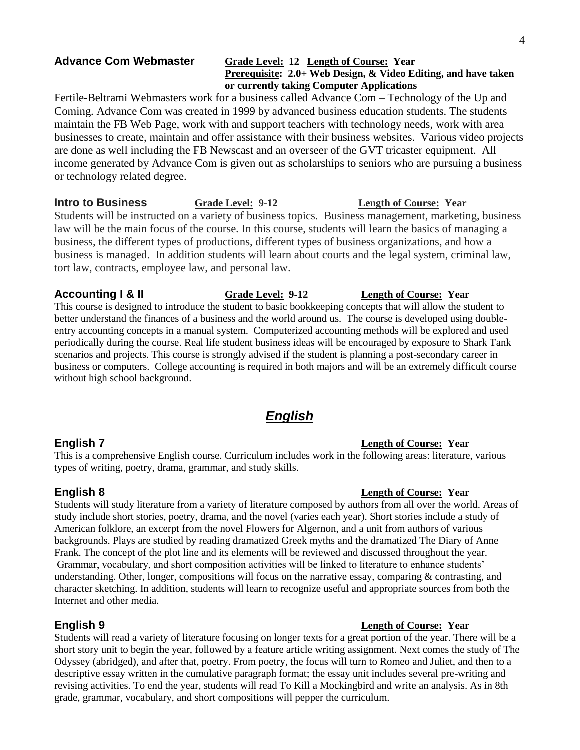### Advance Com Webmaster

**Grade Level: 12** **Length of Course: Year**
**Prerequisite: 2.0+ Web Design, & Video Editing, and have taken or currently taking Computer Applications**

Fertile-Beltrami Webmasters work for a business called Advance Com – Technology of the Up and Coming. Advance Com was created in 1999 by advanced business education students. The students maintain the FB Web Page, work with and support teachers with technology needs, work with area businesses to create, maintain and offer assistance with their business websites. Various video projects are done as well including the FB Newscast and an overseer of the GVT tricaster equipment. All income generated by Advance Com is given out as scholarships to seniors who are pursuing a business or technology related degree.

### Intro to Business

**Grade Level: 9-12** **Length of Course: Year**

Students will be instructed on a variety of business topics. Business management, marketing, business law will be the main focus of the course. In this course, students will learn the basics of managing a business, the different types of productions, different types of business organizations, and how a business is managed. In addition students will learn about courts and the legal system, criminal law, tort law, contracts, employee law, and personal law.

### Accounting I & II

**Grade Level: 9-12** **Length of Course: Year**

This course is designed to introduce the student to basic bookkeeping concepts that will allow the student to better understand the finances of a business and the world around us. The course is developed using double-entry accounting concepts in a manual system. Computerized accounting methods will be explored and used periodically during the course. Real life student business ideas will be encouraged by exposure to Shark Tank scenarios and projects. This course is strongly advised if the student is planning a post-secondary career in business or computers. College accounting is required in both majors and will be an extremely difficult course without high school background.

## *English*

### English 7

**Length of Course: Year**

This is a comprehensive English course. Curriculum includes work in the following areas: literature, various types of writing, poetry, drama, grammar, and study skills.

### English 8

**Length of Course: Year**

Students will study literature from a variety of literature composed by authors from all over the world. Areas of study include short stories, poetry, drama, and the novel (varies each year). Short stories include a study of American folklore, an excerpt from the novel Flowers for Algernon, and a unit from authors of various backgrounds. Plays are studied by reading dramatized Greek myths and the dramatized The Diary of Anne Frank. The concept of the plot line and its elements will be reviewed and discussed throughout the year. Grammar, vocabulary, and short composition activities will be linked to literature to enhance students' understanding. Other, longer, compositions will focus on the narrative essay, comparing & contrasting, and character sketching. In addition, students will learn to recognize useful and appropriate sources from both the Internet and other media.

### English 9

**Length of Course: Year**

Students will read a variety of literature focusing on longer texts for a great portion of the year. There will be a short story unit to begin the year, followed by a feature article writing assignment. Next comes the study of The Odyssey (abridged), and after that, poetry. From poetry, the focus will turn to Romeo and Juliet, and then to a descriptive essay written in the cumulative paragraph format; the essay unit includes several pre-writing and revising activities. To end the year, students will read To Kill a Mockingbird and write an analysis. As in 8th grade, grammar, vocabulary, and short compositions will pepper the curriculum.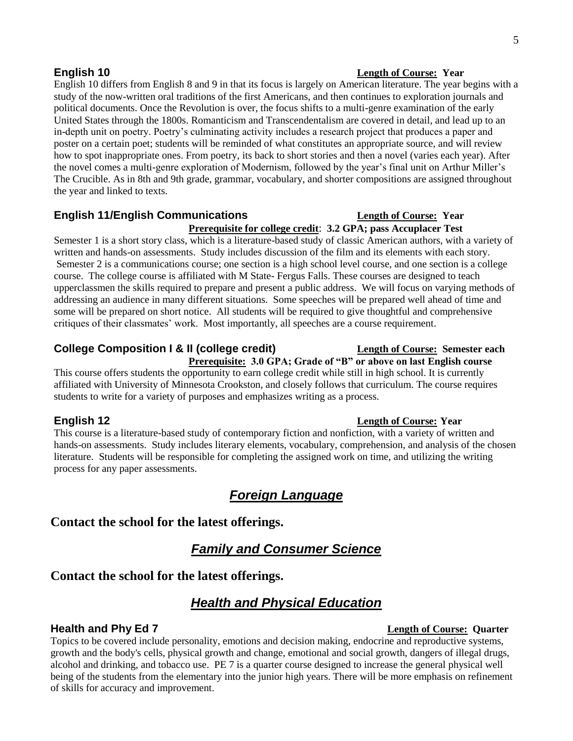### English 10

**Length of Course: Year**

English 10 differs from English 8 and 9 in that its focus is largely on American literature. The year begins with a study of the now-written oral traditions of the first Americans, and then continues to exploration journals and political documents. Once the Revolution is over, the focus shifts to a multi-genre examination of the early United States through the 1800s. Romanticism and Transcendentalism are covered in detail, and lead up to an in-depth unit on poetry. Poetry's culminating activity includes a research project that produces a paper and poster on a certain poet; students will be reminded of what constitutes an appropriate source, and will review how to spot inappropriate ones. From poetry, its back to short stories and then a novel (varies each year). After the novel comes a multi-genre exploration of Modernism, followed by the year's final unit on Arthur Miller's The Crucible. As in 8th and 9th grade, grammar, vocabulary, and shorter compositions are assigned throughout the year and linked to texts.

### English 11/English Communications

**Length of Course: Year**

**Prerequisite for college credit: 3.2 GPA; pass Accuplacer Test**

Semester 1 is a short story class, which is a literature-based study of classic American authors, with a variety of written and hands-on assessments. Study includes discussion of the film and its elements with each story. Semester 2 is a communications course; one section is a high school level course, and one section is a college course. The college course is affiliated with M State- Fergus Falls. These courses are designed to teach upperclassmen the skills required to prepare and present a public address. We will focus on varying methods of addressing an audience in many different situations. Some speeches will be prepared well ahead of time and some will be prepared on short notice. All students will be required to give thoughtful and comprehensive critiques of their classmates' work. Most importantly, all speeches are a course requirement.

### College Composition I & II (college credit)

**Length of Course: Semester each**

**Prerequisite: 3.0 GPA; Grade of "B" or above on last English course**

This course offers students the opportunity to earn college credit while still in high school. It is currently affiliated with University of Minnesota Crookston, and closely follows that curriculum. The course requires students to write for a variety of purposes and emphasizes writing as a process.

### English 12

**Length of Course: Year**

This course is a literature-based study of contemporary fiction and nonfiction, with a variety of written and hands-on assessments. Study includes literary elements, vocabulary, comprehension, and analysis of the chosen literature. Students will be responsible for completing the assigned work on time, and utilizing the writing process for any paper assessments.

## *Foreign Language*

**Contact the school for the latest offerings.**

## *Family and Consumer Science*

**Contact the school for the latest offerings.**

## *Health and Physical Education*

### Health and Phy Ed 7

**Length of Course: Quarter**

Topics to be covered include personality, emotions and decision making, endocrine and reproductive systems, growth and the body's cells, physical growth and change, emotional and social growth, dangers of illegal drugs, alcohol and drinking, and tobacco use. PE 7 is a quarter course designed to increase the general physical well being of the students from the elementary into the junior high years. There will be more emphasis on refinement of skills for accuracy and improvement.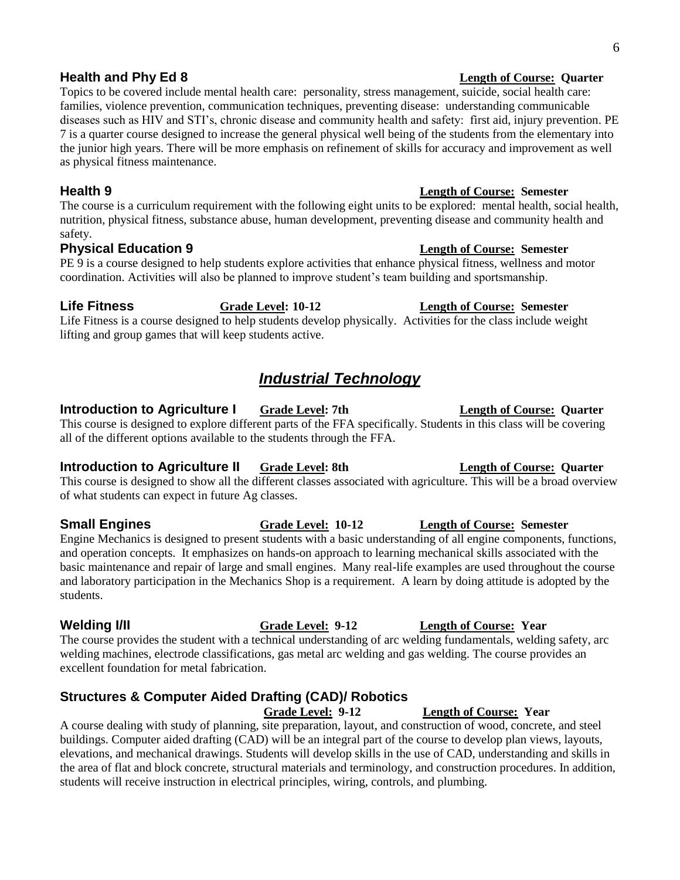### Health and Phy Ed 8

**Length of Course: Quarter**

Topics to be covered include mental health care: personality, stress management, suicide, social health care: families, violence prevention, communication techniques, preventing disease: understanding communicable diseases such as HIV and STI's, chronic disease and community health and safety: first aid, injury prevention. PE 7 is a quarter course designed to increase the general physical well being of the students from the elementary into the junior high years. There will be more emphasis on refinement of skills for accuracy and improvement as well as physical fitness maintenance.

### Health 9

**Length of Course: Semester**

The course is a curriculum requirement with the following eight units to be explored: mental health, social health, nutrition, physical fitness, substance abuse, human development, preventing disease and community health and safety.

### Physical Education 9

**Length of Course: Semester**

PE 9 is a course designed to help students explore activities that enhance physical fitness, wellness and motor coordination. Activities will also be planned to improve student's team building and sportsmanship.

### Life Fitness

**Grade Level: 10-12** **Length of Course: Semester**

Life Fitness is a course designed to help students develop physically. Activities for the class include weight lifting and group games that will keep students active.

## *Industrial Technology*

### Introduction to Agriculture I

**Grade Level: 7th** **Length of Course: Quarter**

This course is designed to explore different parts of the FFA specifically. Students in this class will be covering all of the different options available to the students through the FFA.

### Introduction to Agriculture II

**Grade Level: 8th** **Length of Course: Quarter**

This course is designed to show all the different classes associated with agriculture. This will be a broad overview of what students can expect in future Ag classes.

### Small Engines

**Grade Level: 10-12** **Length of Course: Semester**

Engine Mechanics is designed to present students with a basic understanding of all engine components, functions, and operation concepts. It emphasizes on hands-on approach to learning mechanical skills associated with the basic maintenance and repair of large and small engines. Many real-life examples are used throughout the course and laboratory participation in the Mechanics Shop is a requirement. A learn by doing attitude is adopted by the students.

### Welding I/II

**Grade Level: 9-12** **Length of Course: Year**

The course provides the student with a technical understanding of arc welding fundamentals, welding safety, arc welding machines, electrode classifications, gas metal arc welding and gas welding. The course provides an excellent foundation for metal fabrication.

### Structures & Computer Aided Drafting (CAD)/ Robotics

**Grade Level: 9-12** **Length of Course: Year**

A course dealing with study of planning, site preparation, layout, and construction of wood, concrete, and steel buildings. Computer aided drafting (CAD) will be an integral part of the course to develop plan views, layouts, elevations, and mechanical drawings. Students will develop skills in the use of CAD, understanding and skills in the area of flat and block concrete, structural materials and terminology, and construction procedures. In addition, students will receive instruction in electrical principles, wiring, controls, and plumbing.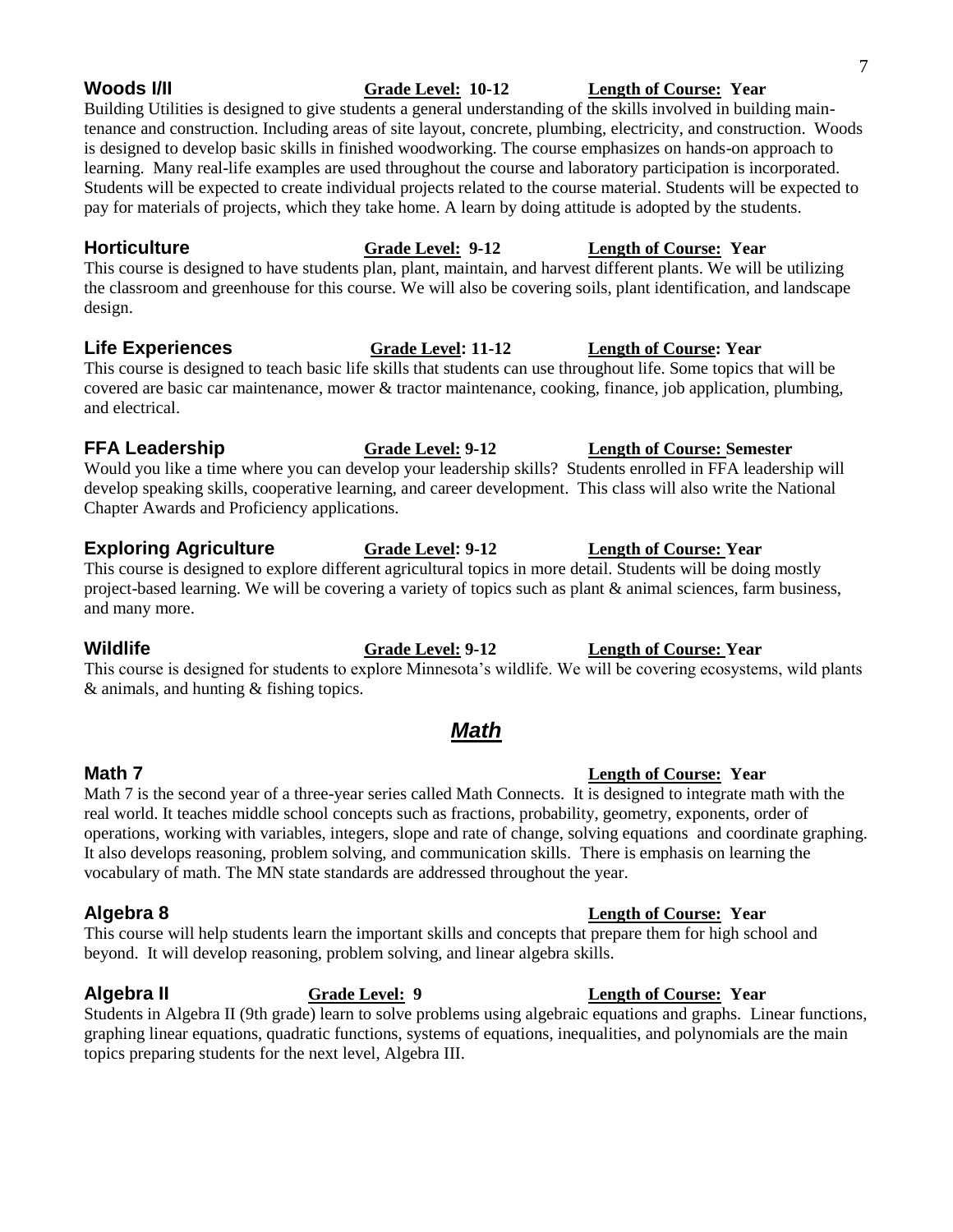### Woods I/II

**Grade Level: 10-12** **Length of Course: Year**

Building Utilities is designed to give students a general understanding of the skills involved in building maintenance and construction. Including areas of site layout, concrete, plumbing, electricity, and construction. Woods is designed to develop basic skills in finished woodworking. The course emphasizes on hands-on approach to learning. Many real-life examples are used throughout the course and laboratory participation is incorporated. Students will be expected to create individual projects related to the course material. Students will be expected to pay for materials of projects, which they take home. A learn by doing attitude is adopted by the students.

### Horticulture

**Grade Level: 9-12** **Length of Course: Year**

This course is designed to have students plan, plant, maintain, and harvest different plants. We will be utilizing the classroom and greenhouse for this course. We will also be covering soils, plant identification, and landscape design.

### Life Experiences

**Grade Level: 11-12** **Length of Course: Year**

This course is designed to teach basic life skills that students can use throughout life. Some topics that will be covered are basic car maintenance, mower & tractor maintenance, cooking, finance, job application, plumbing, and electrical.

### FFA Leadership

**Grade Level: 9-12** **Length of Course: Semester**

Would you like a time where you can develop your leadership skills? Students enrolled in FFA leadership will develop speaking skills, cooperative learning, and career development. This class will also write the National Chapter Awards and Proficiency applications.

### Exploring Agriculture

**Grade Level: 9-12** **Length of Course: Year**

This course is designed to explore different agricultural topics in more detail. Students will be doing mostly project-based learning. We will be covering a variety of topics such as plant & animal sciences, farm business, and many more.

### Wildlife

**Grade Level: 9-12** **Length of Course: Year**

This course is designed for students to explore Minnesota's wildlife. We will be covering ecosystems, wild plants & animals, and hunting & fishing topics.

## *Math*

### Math 7

**Length of Course: Year**

Math 7 is the second year of a three-year series called Math Connects. It is designed to integrate math with the real world. It teaches middle school concepts such as fractions, probability, geometry, exponents, order of operations, working with variables, integers, slope and rate of change, solving equations and coordinate graphing. It also develops reasoning, problem solving, and communication skills. There is emphasis on learning the vocabulary of math. The MN state standards are addressed throughout the year.

### Algebra 8

**Length of Course: Year**

This course will help students learn the important skills and concepts that prepare them for high school and beyond. It will develop reasoning, problem solving, and linear algebra skills.

### Algebra II

**Grade Level: 9** **Length of Course: Year**

Students in Algebra II (9th grade) learn to solve problems using algebraic equations and graphs. Linear functions, graphing linear equations, quadratic functions, systems of equations, inequalities, and polynomials are the main topics preparing students for the next level, Algebra III.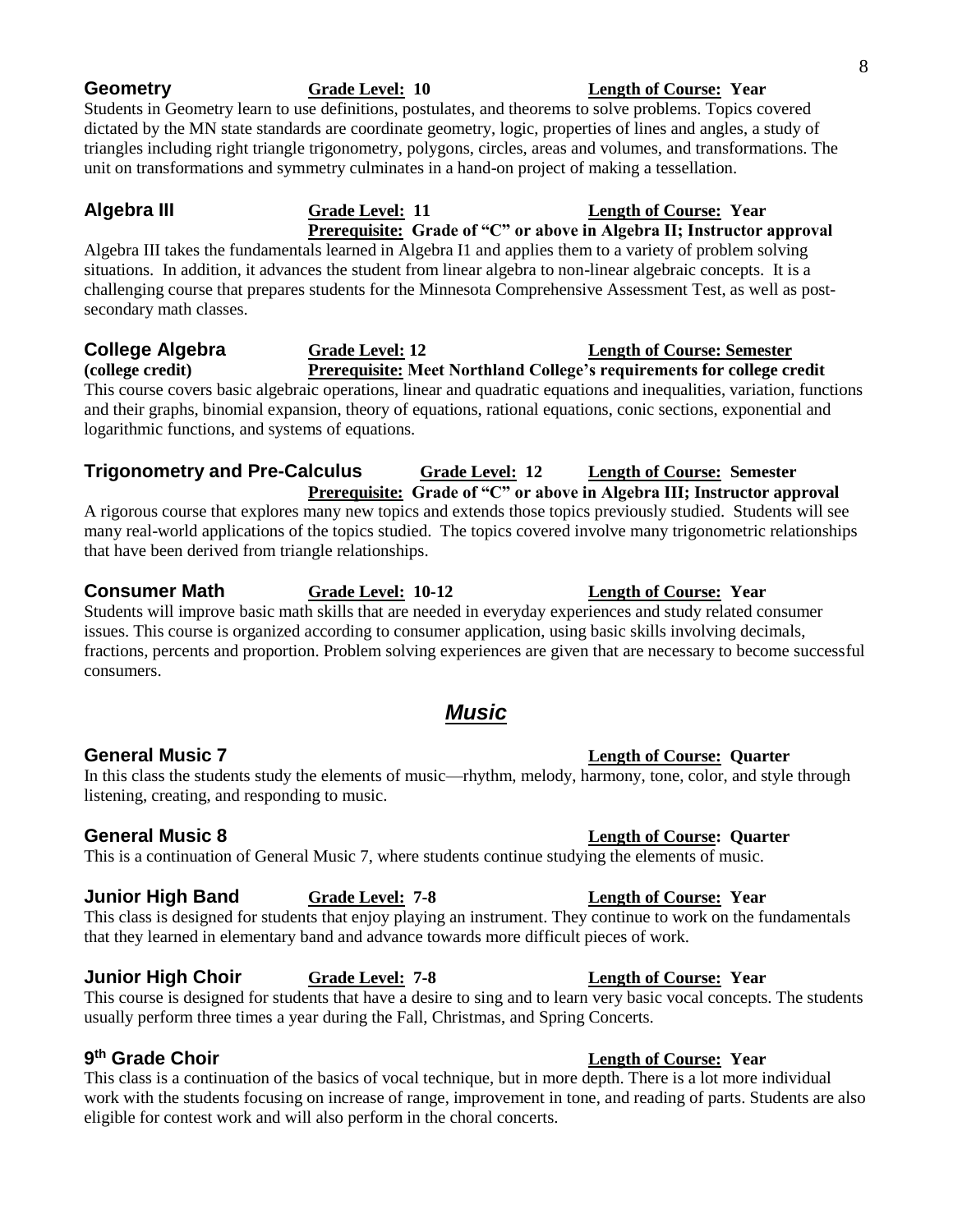### Geometry

**Grade Level: 10** **Length of Course: Year**

Students in Geometry learn to use definitions, postulates, and theorems to solve problems. Topics covered dictated by the MN state standards are coordinate geometry, logic, properties of lines and angles, a study of triangles including right triangle trigonometry, polygons, circles, areas and volumes, and transformations. The unit on transformations and symmetry culminates in a hand-on project of making a tessellation.

### Algebra III

**Grade Level: 11** **Length of Course: Year**
**Prerequisite: Grade of "C" or above in Algebra II; Instructor approval**

Algebra III takes the fundamentals learned in Algebra I1 and applies them to a variety of problem solving situations. In addition, it advances the student from linear algebra to non-linear algebraic concepts. It is a challenging course that prepares students for the Minnesota Comprehensive Assessment Test, as well as post-secondary math classes.

### College Algebra

**(college credit)**

**Grade Level: 12** **Length of Course: Semester**
**Prerequisite: Meet Northland College's requirements for college credit**

This course covers basic algebraic operations, linear and quadratic equations and inequalities, variation, functions and their graphs, binomial expansion, theory of equations, rational equations, conic sections, exponential and logarithmic functions, and systems of equations.

### Trigonometry and Pre-Calculus

**Grade Level: 12** **Length of Course: Semester**
**Prerequisite: Grade of "C" or above in Algebra III; Instructor approval**

A rigorous course that explores many new topics and extends those topics previously studied. Students will see many real-world applications of the topics studied. The topics covered involve many trigonometric relationships that have been derived from triangle relationships.

### Consumer Math

**Grade Level: 10-12** **Length of Course: Year**

Students will improve basic math skills that are needed in everyday experiences and study related consumer issues. This course is organized according to consumer application, using basic skills involving decimals, fractions, percents and proportion. Problem solving experiences are given that are necessary to become successful consumers.

## *Music*

### General Music 7

**Length of Course: Quarter**

In this class the students study the elements of music—rhythm, melody, harmony, tone, color, and style through listening, creating, and responding to music.

### General Music 8

**Length of Course: Quarter**

This is a continuation of General Music 7, where students continue studying the elements of music.

### Junior High Band

**Grade Level: 7-8** **Length of Course: Year**

This class is designed for students that enjoy playing an instrument. They continue to work on the fundamentals that they learned in elementary band and advance towards more difficult pieces of work.

### Junior High Choir

**Grade Level: 7-8** **Length of Course: Year**

This course is designed for students that have a desire to sing and to learn very basic vocal concepts. The students usually perform three times a year during the Fall, Christmas, and Spring Concerts.

### 9th Grade Choir

**Length of Course: Year**

This class is a continuation of the basics of vocal technique, but in more depth. There is a lot more individual work with the students focusing on increase of range, improvement in tone, and reading of parts. Students are also eligible for contest work and will also perform in the choral concerts.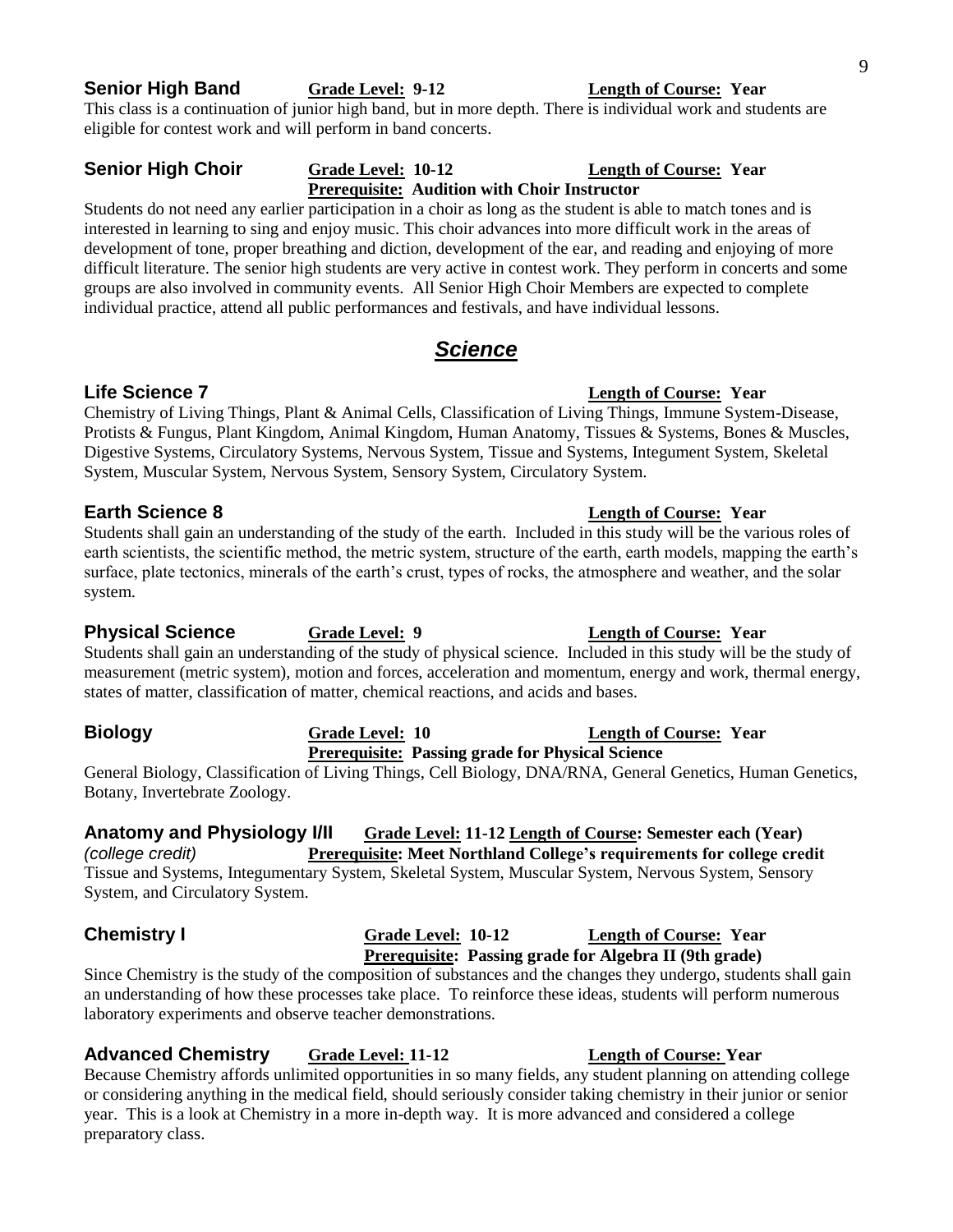**Senior High Band** **Grade Level: 9-12** **Length of Course: Year**

This class is a continuation of junior high band, but in more depth. There is individual work and students are eligible for contest work and will perform in band concerts.

**Senior High Choir** **Grade Level: 10-12** **Length of Course: Year**
**Prerequisite: Audition with Choir Instructor**

Students do not need any earlier participation in a choir as long as the student is able to match tones and is interested in learning to sing and enjoy music. This choir advances into more difficult work in the areas of development of tone, proper breathing and diction, development of the ear, and reading and enjoying of more difficult literature. The senior high students are very active in contest work. They perform in concerts and some groups are also involved in community events. All Senior High Choir Members are expected to complete individual practice, attend all public performances and festivals, and have individual lessons.

## *Science*

**Life Science 7** **Length of Course: Year**

Chemistry of Living Things, Plant & Animal Cells, Classification of Living Things, Immune System-Disease, Protists & Fungus, Plant Kingdom, Animal Kingdom, Human Anatomy, Tissues & Systems, Bones & Muscles, Digestive Systems, Circulatory Systems, Nervous System, Tissue and Systems, Integument System, Skeletal System, Muscular System, Nervous System, Sensory System, Circulatory System.

**Earth Science 8** **Length of Course: Year**

Students shall gain an understanding of the study of the earth. Included in this study will be the various roles of earth scientists, the scientific method, the metric system, structure of the earth, earth models, mapping the earth's surface, plate tectonics, minerals of the earth's crust, types of rocks, the atmosphere and weather, and the solar system.

**Physical Science** **Grade Level: 9** **Length of Course: Year**

Students shall gain an understanding of the study of physical science. Included in this study will be the study of measurement (metric system), motion and forces, acceleration and momentum, energy and work, thermal energy, states of matter, classification of matter, chemical reactions, and acids and bases.

**Biology** **Grade Level: 10** **Length of Course: Year**
**Prerequisite: Passing grade for Physical Science**

General Biology, Classification of Living Things, Cell Biology, DNA/RNA, General Genetics, Human Genetics, Botany, Invertebrate Zoology.

**Anatomy and Physiology I/II** **Grade Level: 11-12** **Length of Course: Semester each (Year)**
*(college credit)* **Prerequisite: Meet Northland College's requirements for college credit**

Tissue and Systems, Integumentary System, Skeletal System, Muscular System, Nervous System, Sensory System, and Circulatory System.

**Chemistry I** **Grade Level: 10-12** **Length of Course: Year**
**Prerequisite: Passing grade for Algebra II (9th grade)**

Since Chemistry is the study of the composition of substances and the changes they undergo, students shall gain an understanding of how these processes take place. To reinforce these ideas, students will perform numerous laboratory experiments and observe teacher demonstrations.

**Advanced Chemistry** **Grade Level: 11-12** **Length of Course: Year**

Because Chemistry affords unlimited opportunities in so many fields, any student planning on attending college or considering anything in the medical field, should seriously consider taking chemistry in their junior or senior year. This is a look at Chemistry in a more in-depth way. It is more advanced and considered a college preparatory class.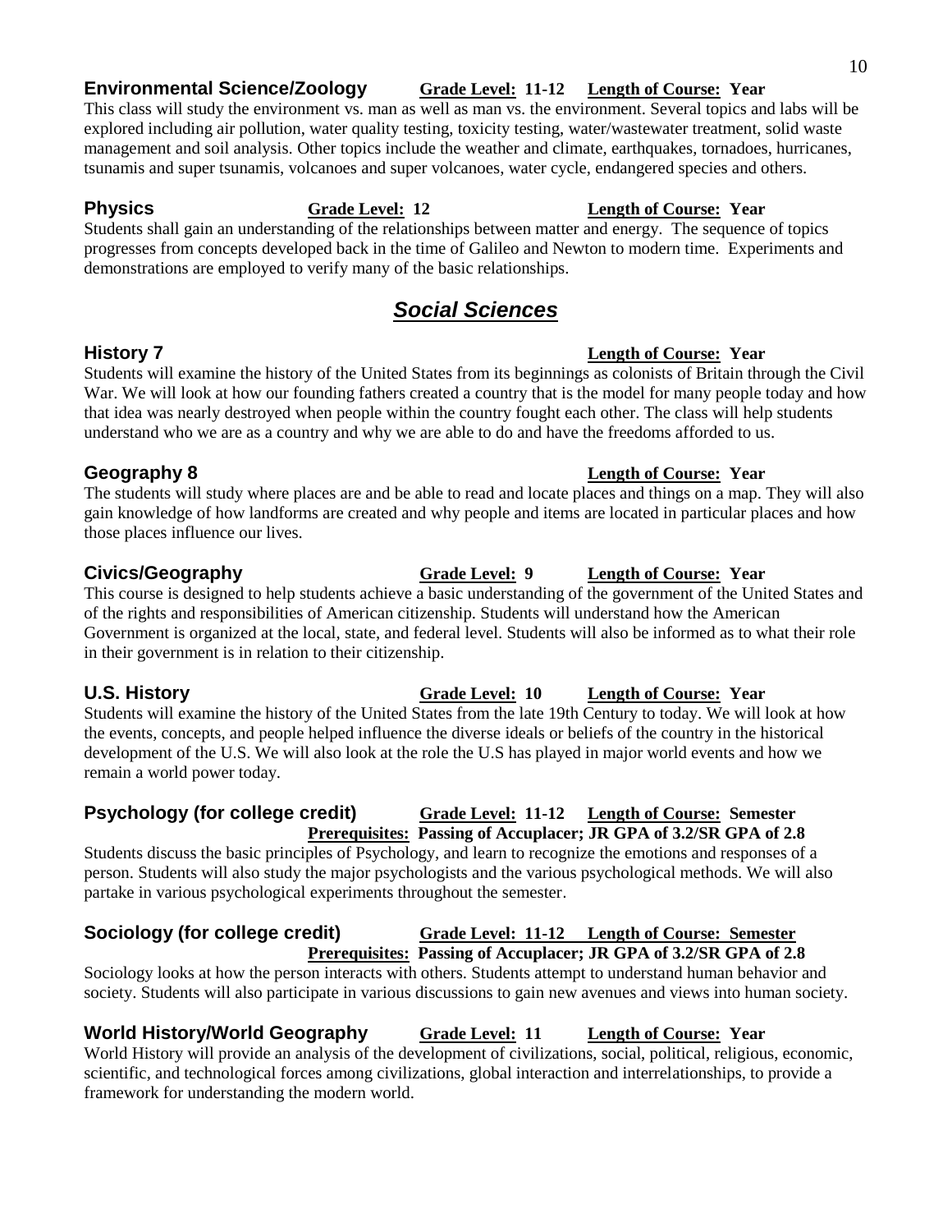### Environmental Science/Zoology

**Grade Level:** 11-12 **Length of Course:** Year

This class will study the environment vs. man as well as man vs. the environment. Several topics and labs will be explored including air pollution, water quality testing, toxicity testing, water/wastewater treatment, solid waste management and soil analysis. Other topics include the weather and climate, earthquakes, tornadoes, hurricanes, tsunamis and super tsunamis, volcanoes and super volcanoes, water cycle, endangered species and others.

### Physics

**Grade Level:** 12 **Length of Course:** Year

Students shall gain an understanding of the relationships between matter and energy. The sequence of topics progresses from concepts developed back in the time of Galileo and Newton to modern time. Experiments and demonstrations are employed to verify many of the basic relationships.

## *Social Sciences*

### History 7

**Length of Course:** Year

Students will examine the history of the United States from its beginnings as colonists of Britain through the Civil War. We will look at how our founding fathers created a country that is the model for many people today and how that idea was nearly destroyed when people within the country fought each other. The class will help students understand who we are as a country and why we are able to do and have the freedoms afforded to us.

### Geography 8

**Length of Course:** Year

The students will study where places are and be able to read and locate places and things on a map. They will also gain knowledge of how landforms are created and why people and items are located in particular places and how those places influence our lives.

### Civics/Geography

**Grade Level:** 9 **Length of Course:** Year

This course is designed to help students achieve a basic understanding of the government of the United States and of the rights and responsibilities of American citizenship. Students will understand how the American Government is organized at the local, state, and federal level. Students will also be informed as to what their role in their government is in relation to their citizenship.

### U.S. History

**Grade Level:** 10 **Length of Course:** Year

Students will examine the history of the United States from the late 19th Century to today. We will look at how the events, concepts, and people helped influence the diverse ideals or beliefs of the country in the historical development of the U.S. We will also look at the role the U.S has played in major world events and how we remain a world power today.

### Psychology (for college credit)

**Grade Level:** 11-12 **Length of Course:** Semester
**Prerequisites:** **Passing of Accuplacer; JR GPA of 3.2/SR GPA of 2.8**

Students discuss the basic principles of Psychology, and learn to recognize the emotions and responses of a person. Students will also study the major psychologists and the various psychological methods. We will also partake in various psychological experiments throughout the semester.

### Sociology (for college credit)

**Grade Level:** 11-12 **Length of Course:** Semester
**Prerequisites:** **Passing of Accuplacer; JR GPA of 3.2/SR GPA of 2.8**

Sociology looks at how the person interacts with others. Students attempt to understand human behavior and society. Students will also participate in various discussions to gain new avenues and views into human society.

### World History/World Geography

**Grade Level:** 11 **Length of Course:** Year

World History will provide an analysis of the development of civilizations, social, political, religious, economic, scientific, and technological forces among civilizations, global interaction and interrelationships, to provide a framework for understanding the modern world.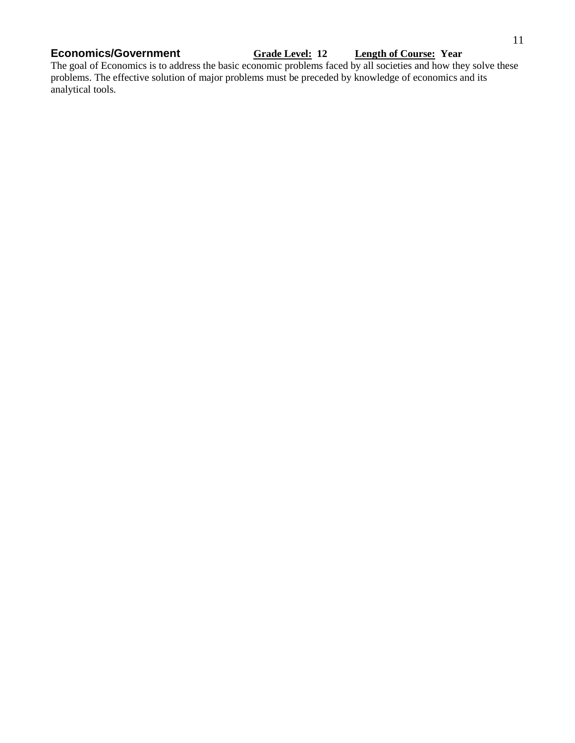**Economics/Government** **Grade Level: 12** **Length of Course: Year**

The goal of Economics is to address the basic economic problems faced by all societies and how they solve these problems. The effective solution of major problems must be preceded by knowledge of economics and its analytical tools.